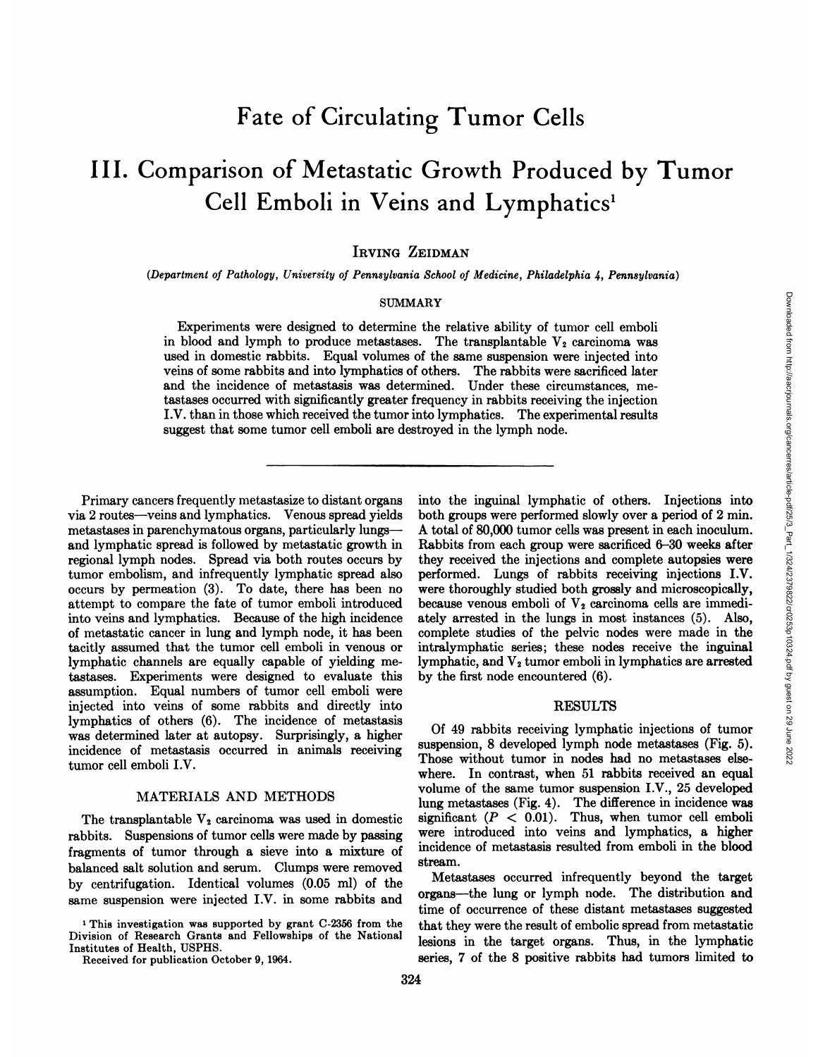# Fate of Circulating Tumor Cells

## III. Comparison of Metastatic Growth Produced by Tumor Cell Emboli in Veins and Lymphatics[1]

IRVING ZEIDMAN

*(Department of Pathology, University of Pennsylvania School of Medicine, Philadelphia 4, Pennsylvania)*

### SUMMARY

Experiments were designed to determine the relative ability of tumor cell emboli in blood and lymph to produce metastases. The transplantable $V_2$ carcinoma was used in domestic rabbits. Equal volumes of the same suspension were injected into veins of some rabbits and into lymphatics of others. The rabbits were sacrificed later and the incidence of metastasis was determined. Under these circumstances, metastases occurred with significantly greater frequency in rabbits receiving the injection I.V. than in those which received the tumor into lymphatics. The experimental results suggest that some tumor cell emboli are destroyed in the lymph node.

---

Primary cancers frequently metastasize to distant organs via 2 routes—veins and lymphatics. Venous spread yields metastases in parenchymatous organs, particularly lungs—and lymphatic spread is followed by metastatic growth in regional lymph nodes. Spread via both routes occurs by tumor embolism, and infrequently lymphatic spread also occurs by permeation (3). To date, there has been no attempt to compare the fate of tumor emboli introduced into veins and lymphatics. Because of the high incidence of metastatic cancer in lung and lymph node, it has been tacitly assumed that the tumor cell emboli in venous or lymphatic channels are equally capable of yielding metastases. Experiments were designed to evaluate this assumption. Equal numbers of tumor cell emboli were injected into veins of some rabbits and directly into lymphatics of others (6). The incidence of metastasis was determined later at autopsy. Surprisingly, a higher incidence of metastasis occurred in animals receiving tumor cell emboli I.V.

## MATERIALS AND METHODS

The transplantable $V_2$ carcinoma was used in domestic rabbits. Suspensions of tumor cells were made by passing fragments of tumor through a sieve into a mixture of balanced salt solution and serum. Clumps were removed by centrifugation. Identical volumes (0.05 ml) of the same suspension were injected I.V. in some rabbits and into the inguinal lymphatic of others. Injections into both groups were performed slowly over a period of 2 min. A total of 80,000 tumor cells was present in each inoculum. Rabbits from each group were sacrificed 6–30 weeks after they received the injections and complete autopsies were performed. Lungs of rabbits receiving injections I.V. were thoroughly studied both grossly and microscopically, because venous emboli of $V_2$ carcinoma cells are immediately arrested in the lungs in most instances (5). Also, complete studies of the pelvic nodes were made in the intralymphatic series; these nodes receive the inguinal lymphatic, and $V_2$ tumor emboli in lymphatics are arrested by the first node encountered (6).

## RESULTS

Of 49 rabbits receiving lymphatic injections of tumor suspension, 8 developed lymph node metastases (Fig. 5). Those without tumor in nodes had no metastases elsewhere. In contrast, when 51 rabbits received an equal volume of the same tumor suspension I.V., 25 developed lung metastases (Fig. 4). The difference in incidence was significant ($P < 0.01$). Thus, when tumor cell emboli were introduced into veins and lymphatics, a higher incidence of metastasis resulted from emboli in the blood stream.

Metastases occurred infrequently beyond the target organs—the lung or lymph node. The distribution and time of occurrence of these distant metastases suggested that they were the result of embolic spread from metastatic lesions in the target organs. Thus, in the lymphatic series, 7 of the 8 positive rabbits had tumors limited to

[1] This investigation was supported by grant C-2356 from the Division of Research Grants and Fellowships of the National Institutes of Health, USPHS.

Received for publication October 9, 1964.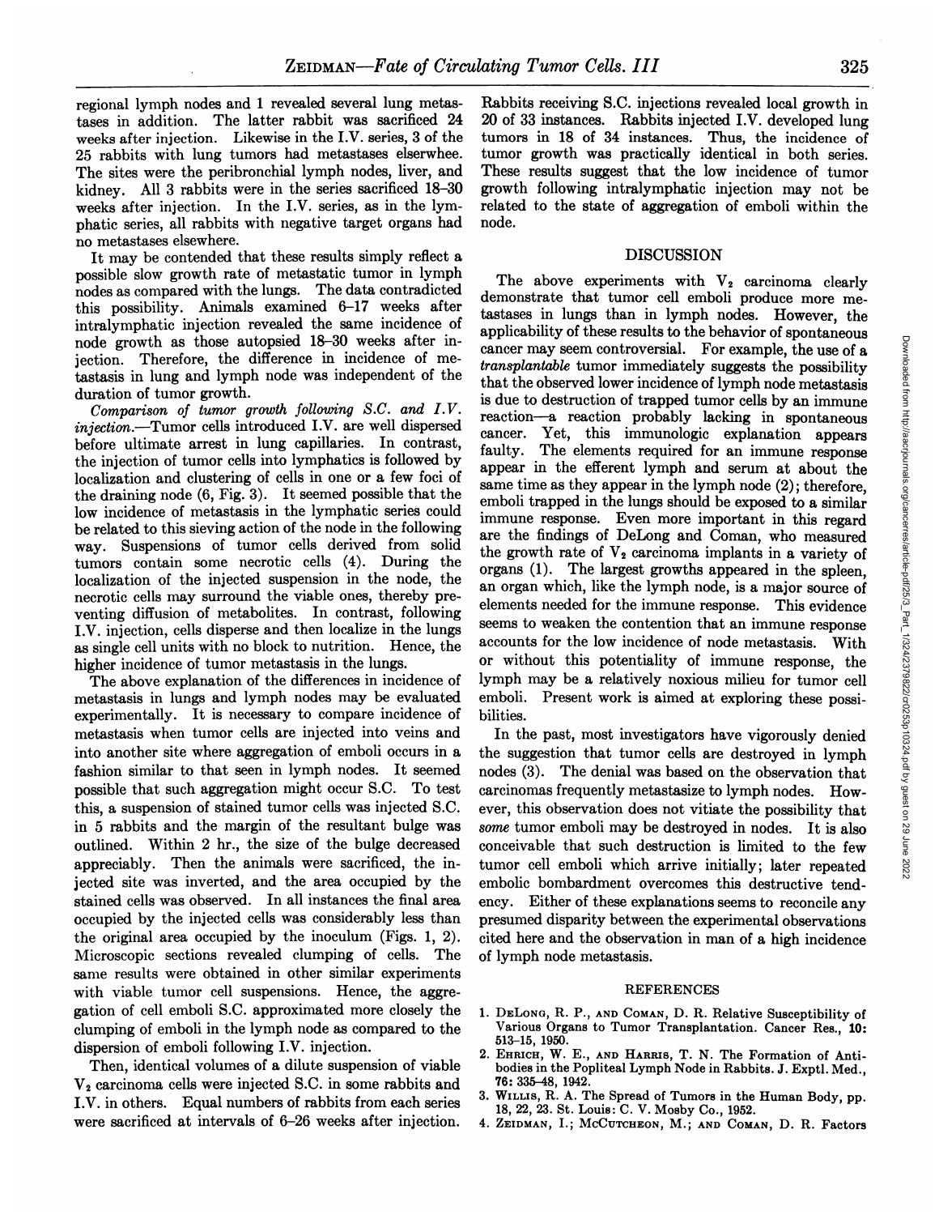regional lymph nodes and 1 revealed several lung metastases in addition. The latter rabbit was sacrificed 24 weeks after injection. Likewise in the I.V. series, 3 of the 25 rabbits with lung tumors had metastases elserwhee. The sites were the peribronchial lymph nodes, liver, and kidney. All 3 rabbits were in the series sacrificed 18–30 weeks after injection. In the I.V. series, as in the lymphatic series, all rabbits with negative target organs had no metastases elsewhere.

It may be contended that these results simply reflect a possible slow growth rate of metastatic tumor in lymph nodes as compared with the lungs. The data contradicted this possibility. Animals examined 6–17 weeks after intralymphatic injection revealed the same incidence of node growth as those autopsied 18–30 weeks after injection. Therefore, the difference in incidence of metastasis in lung and lymph node was independent of the duration of tumor growth.

*Comparison of tumor growth following S.C. and I.V. injection.*—Tumor cells introduced I.V. are well dispersed before ultimate arrest in lung capillaries. In contrast, the injection of tumor cells into lymphatics is followed by localization and clustering of cells in one or a few foci of the draining node (6, Fig. 3). It seemed possible that the low incidence of metastasis in the lymphatic series could be related to this sieving action of the node in the following way. Suspensions of tumor cells derived from solid tumors contain some necrotic cells (4). During the localization of the injected suspension in the node, the necrotic cells may surround the viable ones, thereby preventing diffusion of metabolites. In contrast, following I.V. injection, cells disperse and then localize in the lungs as single cell units with no block to nutrition. Hence, the higher incidence of tumor metastasis in the lungs.

The above explanation of the differences in incidence of metastasis in lungs and lymph nodes may be evaluated experimentally. It is necessary to compare incidence of metastasis when tumor cells are injected into veins and into another site where aggregation of emboli occurs in a fashion similar to that seen in lymph nodes. It seemed possible that such aggregation might occur S.C. To test this, a suspension of stained tumor cells was injected S.C. in 5 rabbits and the margin of the resultant bulge was outlined. Within 2 hr., the size of the bulge decreased appreciably. Then the animals were sacrificed, the injected site was inverted, and the area occupied by the stained cells was observed. In all instances the final area occupied by the injected cells was considerably less than the original area occupied by the inoculum (Figs. 1, 2). Microscopic sections revealed clumping of cells. The same results were obtained in other similar experiments with viable tumor cell suspensions. Hence, the aggregation of cell emboli S.C. approximated more closely the clumping of emboli in the lymph node as compared to the dispersion of emboli following I.V. injection.

Then, identical volumes of a dilute suspension of viable $V_2$ carcinoma cells were injected S.C. in some rabbits and I.V. in others. Equal numbers of rabbits from each series were sacrificed at intervals of 6–26 weeks after injection. Rabbits receiving S.C. injections revealed local growth in 20 of 33 instances. Rabbits injected I.V. developed lung tumors in 18 of 34 instances. Thus, the incidence of tumor growth was practically identical in both series. These results suggest that the low incidence of tumor growth following intralymphatic injection may not be related to the state of aggregation of emboli within the node.

## DISCUSSION

The above experiments with $V_2$ carcinoma clearly demonstrate that tumor cell emboli produce more metastases in lungs than in lymph nodes. However, the applicability of these results to the behavior of spontaneous cancer may seem controversial. For example, the use of a *transplantable* tumor immediately suggests the possibility that the observed lower incidence of lymph node metastasis is due to destruction of trapped tumor cells by an immune reaction—a reaction probably lacking in spontaneous cancer. Yet, this immunologic explanation appears faulty. The elements required for an immune response appear in the efferent lymph and serum at about the same time as they appear in the lymph node (2); therefore, emboli trapped in the lungs should be exposed to a similar immune response. Even more important in this regard are the findings of DeLong and Coman, who measured the growth rate of $V_2$ carcinoma implants in a variety of organs (1). The largest growths appeared in the spleen, an organ which, like the lymph node, is a major source of elements needed for the immune response. This evidence seems to weaken the contention that an immune response accounts for the low incidence of node metastasis. With or without this potentiality of immune response, the lymph may be a relatively noxious milieu for tumor cell emboli. Present work is aimed at exploring these possibilities.

In the past, most investigators have vigorously denied the suggestion that tumor cells are destroyed in lymph nodes (3). The denial was based on the observation that carcinomas frequently metastasize to lymph nodes. However, this observation does not vitiate the possibility that *some* tumor emboli may be destroyed in nodes. It is also conceivable that such destruction is limited to the few tumor cell emboli which arrive initially; later repeated embolic bombardment overcomes this destructive tendency. Either of these explanations seems to reconcile any presumed disparity between the experimental observations cited here and the observation in man of a high incidence of lymph node metastasis.

## REFERENCES

1. DeLong, R. P., and Coman, D. R. Relative Susceptibility of Various Organs to Tumor Transplantation. Cancer Res., 10: 513–15, 1950.
2. Ehrich, W. E., and Harris, T. N. The Formation of Antibodies in the Popliteal Lymph Node in Rabbits. J. Exptl. Med., 76: 335–48, 1942.
3. Willis, R. A. The Spread of Tumors in the Human Body, pp. 18, 22, 23. St. Louis: C. V. Mosby Co., 1952.
4. Zeidman, I.; McCutcheon, M.; and Coman, D. R. Factors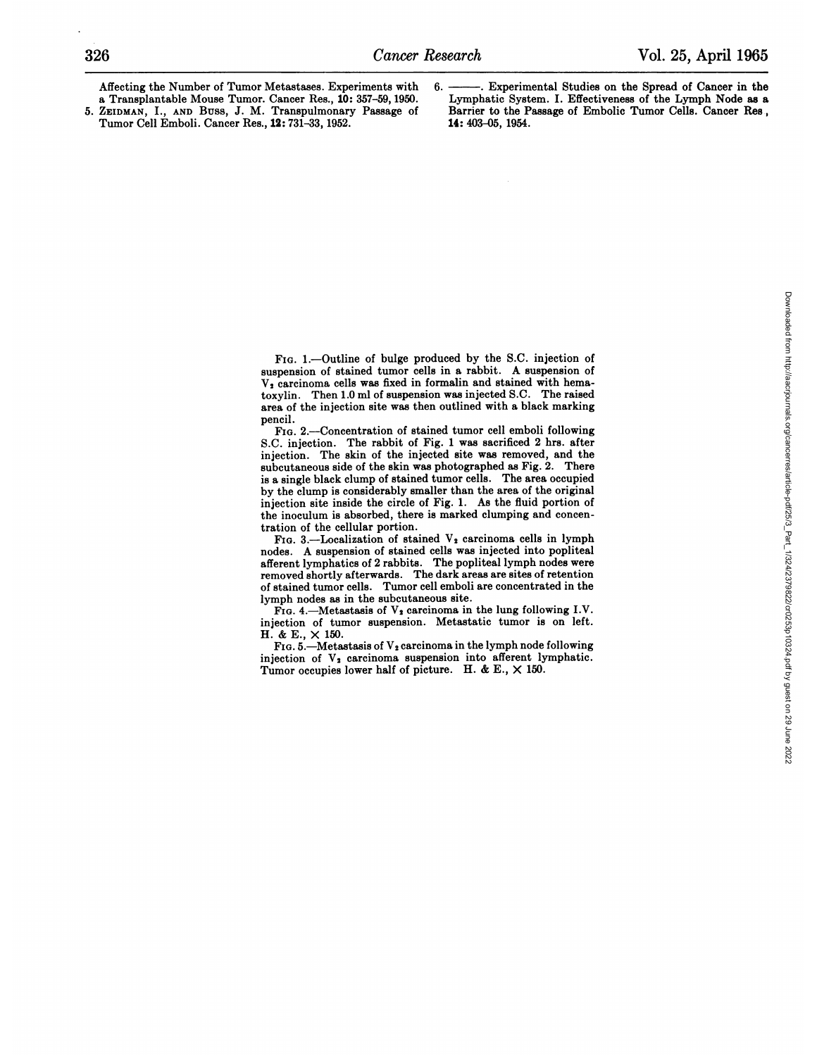Affecting the Number of Tumor Metastases. Experiments with a Transplantable Mouse Tumor. Cancer Res., **10:** 357–59, 1950.

5. ZEIDMAN, I., AND BUSS, J. M. Transpulmonary Passage of Tumor Cell Emboli. Cancer Res., **12:** 731–33, 1952.

6. ———. Experimental Studies on the Spread of Cancer in the Lymphatic System. I. Effectiveness of the Lymph Node as a Barrier to the Passage of Embolic Tumor Cells. Cancer Res, **14:** 403–05, 1954.

FIG. 1.—Outline of bulge produced by the S.C. injection of suspension of stained tumor cells in a rabbit. A suspension of $V_2$ carcinoma cells was fixed in formalin and stained with hematoxylin. Then 1.0 ml of suspension was injected S.C. The raised area of the injection site was then outlined with a black marking pencil.

FIG. 2.—Concentration of stained tumor cell emboli following S.C. injection. The rabbit of Fig. 1 was sacrificed 2 hrs. after injection. The skin of the injected site was removed, and the subcutaneous side of the skin was photographed as Fig. 2. There is a single black clump of stained tumor cells. The area occupied by the clump is considerably smaller than the area of the original injection site inside the circle of Fig. 1. As the fluid portion of the inoculum is absorbed, there is marked clumping and concentration of the cellular portion.

FIG. 3.—Localization of stained $V_2$ carcinoma cells in lymph nodes. A suspension of stained cells was injected into popliteal afferent lymphatics of 2 rabbits. The popliteal lymph nodes were removed shortly afterwards. The dark areas are sites of retention of stained tumor cells. Tumor cell emboli are concentrated in the lymph nodes as in the subcutaneous site.

FIG. 4.—Metastasis of $V_2$ carcinoma in the lung following I.V. injection of tumor suspension. Metastatic tumor is on left. H. & E., × 150.

FIG. 5.—Metastasis of $V_2$ carcinoma in the lymph node following injection of $V_2$ carcinoma suspension into afferent lymphatic. Tumor occupies lower half of picture. H. & E., × 150.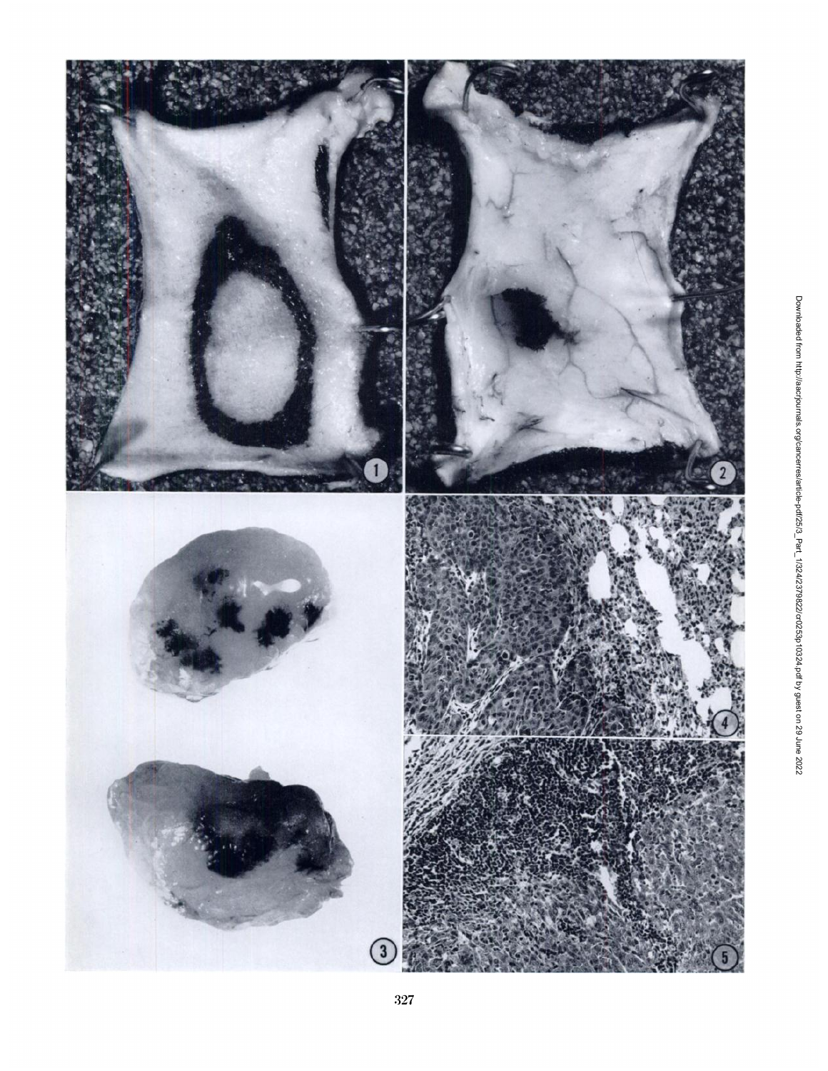1

2

3

4

5